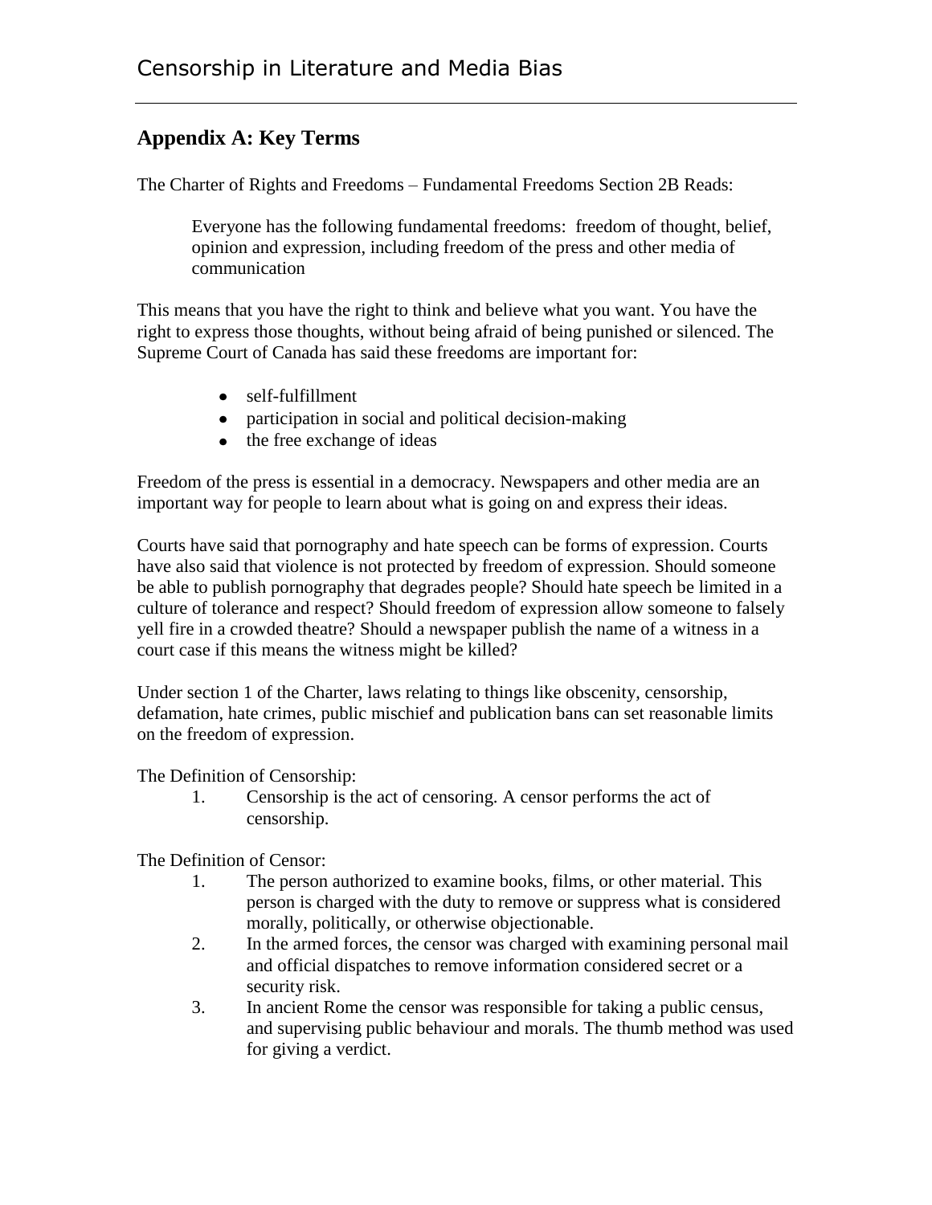## Appendix A: Key Terms

The Charter of Rights and Freedoms – Fundamental Freedoms Section 2B Reads:

> Everyone has the following fundamental freedoms: freedom of thought, belief, opinion and expression, including freedom of the press and other media of communication

This means that you have the right to think and believe what you want. You have the right to express those thoughts, without being afraid of being punished or silenced. The Supreme Court of Canada has said these freedoms are important for:

- self-fulfillment
- participation in social and political decision-making
- the free exchange of ideas

Freedom of the press is essential in a democracy. Newspapers and other media are an important way for people to learn about what is going on and express their ideas.

Courts have said that pornography and hate speech can be forms of expression. Courts have also said that violence is not protected by freedom of expression. Should someone be able to publish pornography that degrades people? Should hate speech be limited in a culture of tolerance and respect? Should freedom of expression allow someone to falsely yell fire in a crowded theatre? Should a newspaper publish the name of a witness in a court case if this means the witness might be killed?

Under section 1 of the Charter, laws relating to things like obscenity, censorship, defamation, hate crimes, public mischief and publication bans can set reasonable limits on the freedom of expression.

The Definition of Censorship:

1. Censorship is the act of censoring. A censor performs the act of censorship.

The Definition of Censor:

1. The person authorized to examine books, films, or other material. This person is charged with the duty to remove or suppress what is considered morally, politically, or otherwise objectionable.
2. In the armed forces, the censor was charged with examining personal mail and official dispatches to remove information considered secret or a security risk.
3. In ancient Rome the censor was responsible for taking a public census, and supervising public behaviour and morals. The thumb method was used for giving a verdict.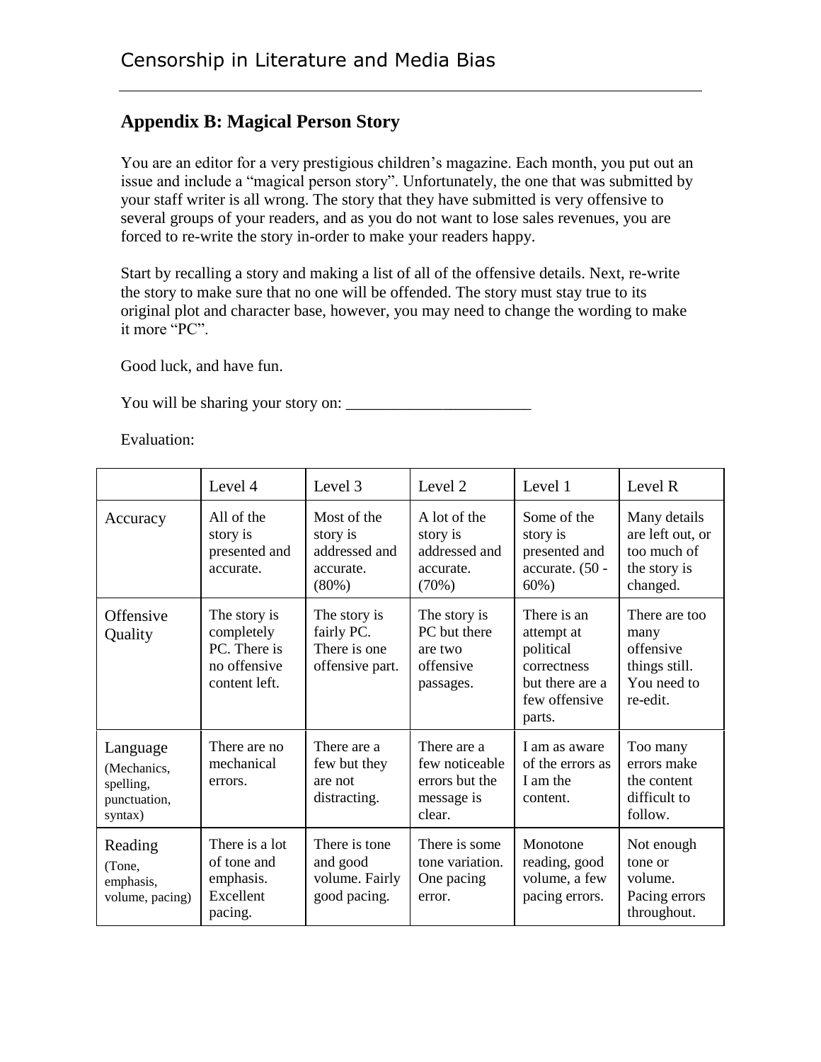## Appendix B: Magical Person Story

You are an editor for a very prestigious children's magazine. Each month, you put out an issue and include a "magical person story". Unfortunately, the one that was submitted by your staff writer is all wrong. The story that they have submitted is very offensive to several groups of your readers, and as you do not want to lose sales revenues, you are forced to re-write the story in-order to make your readers happy.

Start by recalling a story and making a list of all of the offensive details. Next, re-write the story to make sure that no one will be offended. The story must stay true to its original plot and character base, however, you may need to change the wording to make it more "PC".

Good luck, and have fun.

You will be sharing your story on: _______________________

Evaluation:

| | Level 4 | Level 3 | Level 2 | Level 1 | Level R |
|---|---|---|---|---|---|
| Accuracy | All of the story is presented and accurate. | Most of the story is addressed and accurate. (80%) | A lot of the story is addressed and accurate. (70%) | Some of the story is presented and accurate. (50 - 60%) | Many details are left out, or too much of the story is changed. |
| Offensive Quality | The story is completely PC. There is no offensive content left. | The story is fairly PC. There is one offensive part. | The story is PC but there are two offensive passages. | There is an attempt at political correctness but there are a few offensive parts. | There are too many offensive things still. You need to re-edit. |
| Language (Mechanics, spelling, punctuation, syntax) | There are no mechanical errors. | There are a few but they are not distracting. | There are a few noticeable errors but the message is clear. | I am as aware of the errors as I am the content. | Too many errors make the content difficult to follow. |
| Reading (Tone, emphasis, volume, pacing) | There is a lot of tone and emphasis. Excellent pacing. | There is tone and good volume. Fairly good pacing. | There is some tone variation. One pacing error. | Monotone reading, good volume, a few pacing errors. | Not enough tone or volume. Pacing errors throughout. |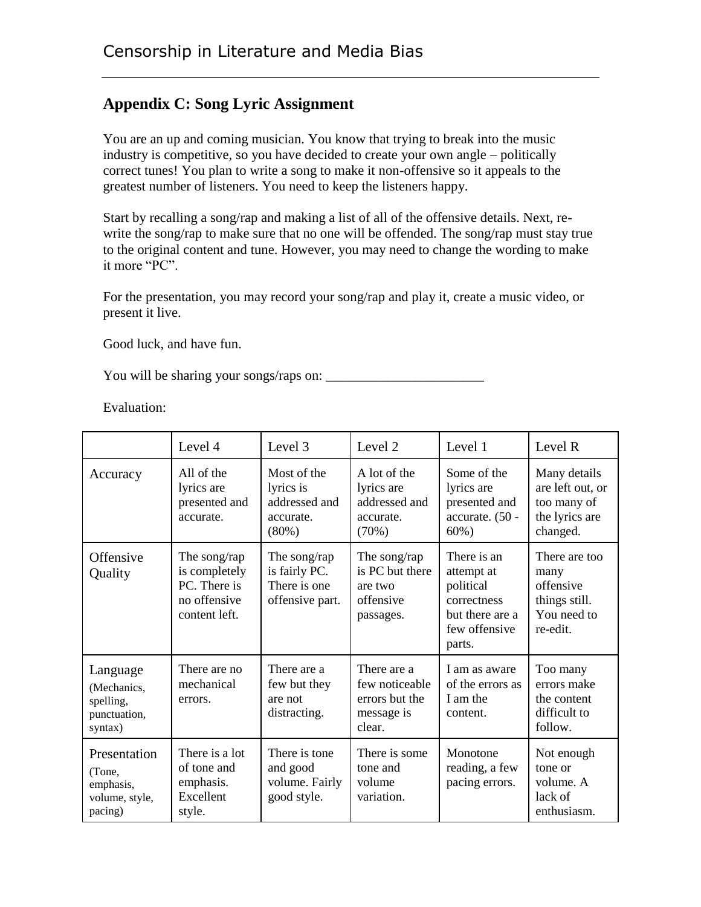## Appendix C: Song Lyric Assignment

You are an up and coming musician. You know that trying to break into the music industry is competitive, so you have decided to create your own angle – politically correct tunes! You plan to write a song to make it non-offensive so it appeals to the greatest number of listeners. You need to keep the listeners happy.

Start by recalling a song/rap and making a list of all of the offensive details. Next, re-write the song/rap to make sure that no one will be offended. The song/rap must stay true to the original content and tune. However, you may need to change the wording to make it more "PC".

For the presentation, you may record your song/rap and play it, create a music video, or present it live.

Good luck, and have fun.

You will be sharing your songs/raps on: _______________________

Evaluation:

| | Level 4 | Level 3 | Level 2 | Level 1 | Level R |
|---|---|---|---|---|---|
| Accuracy | All of the lyrics are presented and accurate. | Most of the lyrics is addressed and accurate. (80%) | A lot of the lyrics are addressed and accurate. (70%) | Some of the lyrics are presented and accurate. (50 - 60%) | Many details are left out, or too many of the lyrics are changed. |
| Offensive Quality | The song/rap is completely PC. There is no offensive content left. | The song/rap is fairly PC. There is one offensive part. | The song/rap is PC but there are two offensive passages. | There is an attempt at political correctness but there are a few offensive parts. | There are too many offensive things still. You need to re-edit. |
| Language (Mechanics, spelling, punctuation, syntax) | There are no mechanical errors. | There are a few but they are not distracting. | There are a few noticeable errors but the message is clear. | I am as aware of the errors as I am the content. | Too many errors make the content difficult to follow. |
| Presentation (Tone, emphasis, volume, style, pacing) | There is a lot of tone and emphasis. Excellent style. | There is tone and good volume. Fairly good style. | There is some tone and volume variation. | Monotone reading, a few pacing errors. | Not enough tone or volume. A lack of enthusiasm. |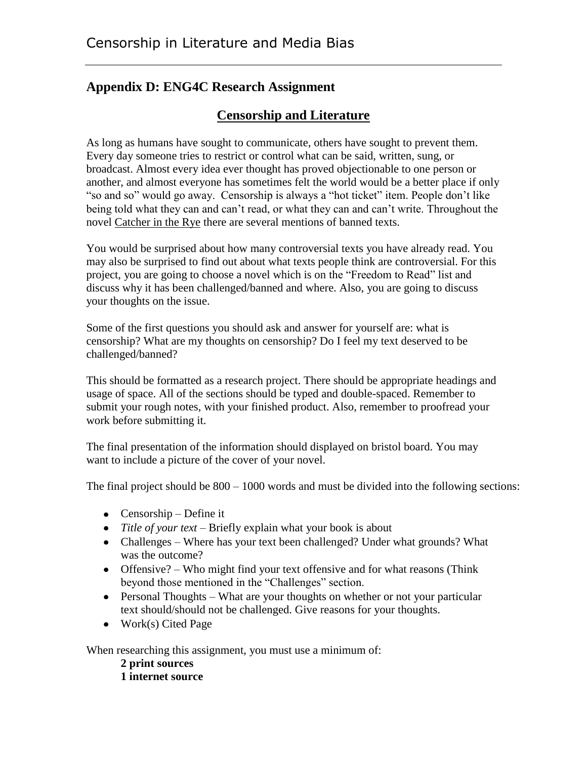## Appendix D: ENG4C Research Assignment

### Censorship and Literature

As long as humans have sought to communicate, others have sought to prevent them. Every day someone tries to restrict or control what can be said, written, sung, or broadcast. Almost every idea ever thought has proved objectionable to one person or another, and almost everyone has sometimes felt the world would be a better place if only "so and so" would go away. Censorship is always a "hot ticket" item. People don't like being told what they can and can't read, or what they can and can't write. Throughout the novel Catcher in the Rye there are several mentions of banned texts.

You would be surprised about how many controversial texts you have already read. You may also be surprised to find out about what texts people think are controversial. For this project, you are going to choose a novel which is on the "Freedom to Read" list and discuss why it has been challenged/banned and where. Also, you are going to discuss your thoughts on the issue.

Some of the first questions you should ask and answer for yourself are: what is censorship? What are my thoughts on censorship? Do I feel my text deserved to be challenged/banned?

This should be formatted as a research project. There should be appropriate headings and usage of space. All of the sections should be typed and double-spaced. Remember to submit your rough notes, with your finished product. Also, remember to proofread your work before submitting it.

The final presentation of the information should displayed on bristol board. You may want to include a picture of the cover of your novel.

The final project should be 800 – 1000 words and must be divided into the following sections:

- Censorship – Define it
- *Title of your text* – Briefly explain what your book is about
- Challenges – Where has your text been challenged? Under what grounds? What was the outcome?
- Offensive? – Who might find your text offensive and for what reasons (Think beyond those mentioned in the "Challenges" section.
- Personal Thoughts – What are your thoughts on whether or not your particular text should/should not be challenged. Give reasons for your thoughts.
- Work(s) Cited Page

When researching this assignment, you must use a minimum of:

**2 print sources**
**1 internet source**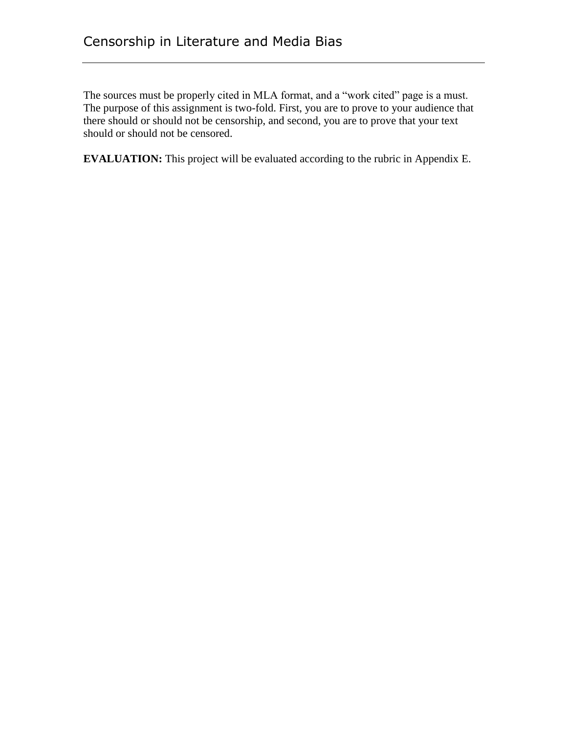The sources must be properly cited in MLA format, and a "work cited" page is a must. The purpose of this assignment is two-fold. First, you are to prove to your audience that there should or should not be censorship, and second, you are to prove that your text should or should not be censored.

**EVALUATION:** This project will be evaluated according to the rubric in Appendix E.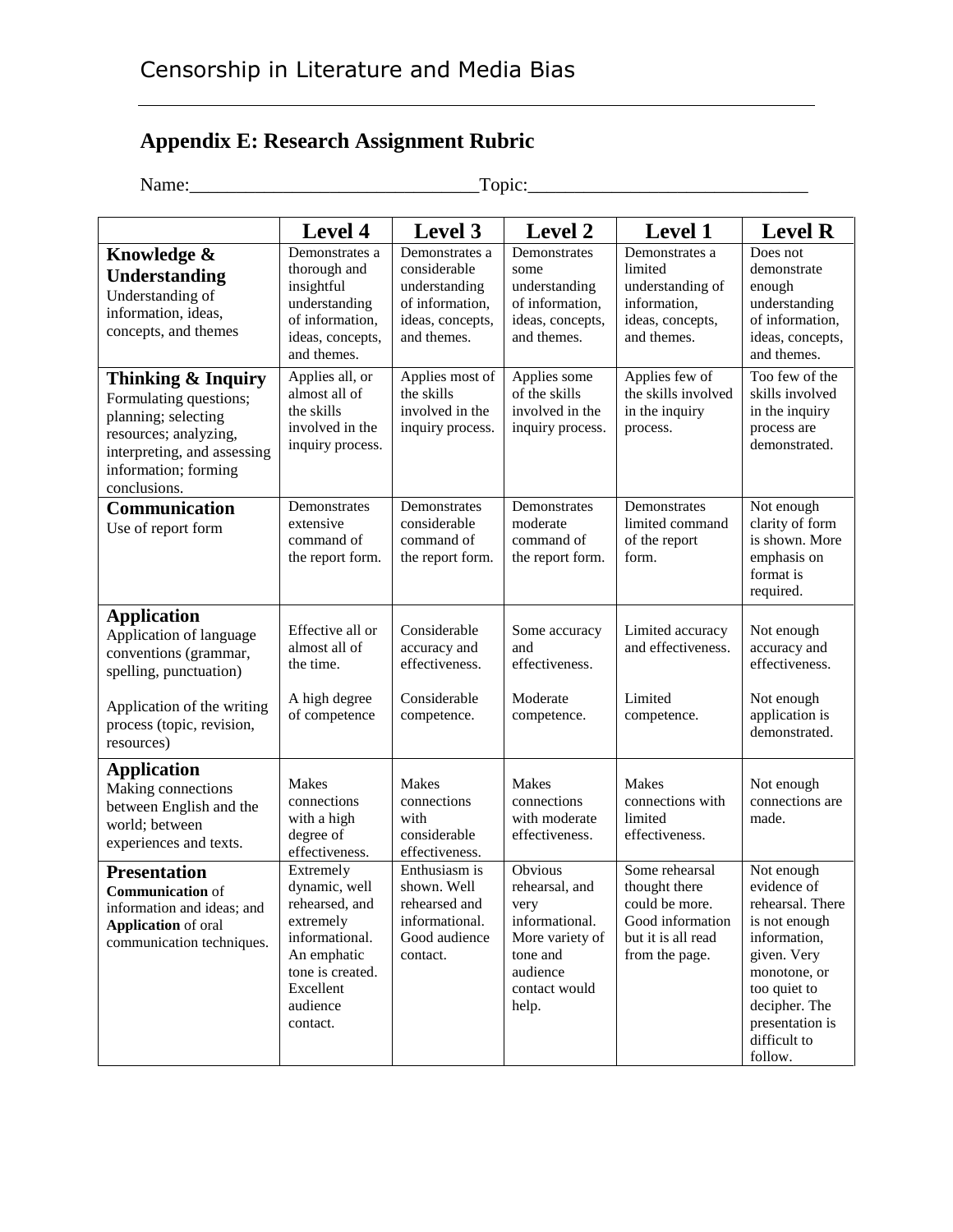## Appendix E: Research Assignment Rubric

Name:______________________________Topic:_____________________________

| | Level 4 | Level 3 | Level 2 | Level 1 | Level R |
|---|---|---|---|---|---|
| **Knowledge & Understanding** Understanding of information, ideas, concepts, and themes | Demonstrates a thorough and insightful understanding of information, ideas, concepts, and themes. | Demonstrates a considerable understanding of information, ideas, concepts, and themes. | Demonstrates some understanding of information, ideas, concepts, and themes. | Demonstrates a limited understanding of information, ideas, concepts, and themes. | Does not demonstrate enough understanding of information, ideas, concepts, and themes. |
| **Thinking & Inquiry** Formulating questions; planning; selecting resources; analyzing, interpreting, and assessing information; forming conclusions. | Applies all, or almost all of the skills involved in the inquiry process. | Applies most of the skills involved in the inquiry process. | Applies some of the skills involved in the inquiry process. | Applies few of the skills involved in the inquiry process. | Too few of the skills involved in the inquiry process are demonstrated. |
| **Communication** Use of report form | Demonstrates extensive command of the report form. | Demonstrates considerable command of the report form. | Demonstrates moderate command of the report form. | Demonstrates limited command of the report form. | Not enough clarity of form is shown. More emphasis on format is required. |
| **Application** Application of language conventions (grammar, spelling, punctuation)<br><br>Application of the writing process (topic, revision, resources) | Effective all or almost all of the time.<br><br>A high degree of competence | Considerable accuracy and effectiveness.<br><br>Considerable competence. | Some accuracy and effectiveness.<br><br>Moderate competence. | Limited accuracy and effectiveness.<br><br>Limited competence. | Not enough accuracy and effectiveness.<br><br>Not enough application is demonstrated. |
| **Application** Making connections between English and the world; between experiences and texts. | Makes connections with a high degree of effectiveness. | Makes connections with considerable effectiveness. | Makes connections with moderate effectiveness. | Makes connections with limited effectiveness. | Not enough connections are made. |
| **Presentation** **Communication** of information and ideas; and **Application** of oral communication techniques. | Extremely dynamic, well rehearsed, and extremely informational. An emphatic tone is created. Excellent audience contact. | Enthusiasm is shown. Well rehearsed and informational. Good audience contact. | Obvious rehearsal, and very informational. More variety of tone and audience contact would help. | Some rehearsal thought there could be more. Good information but it is all read from the page. | Not enough evidence of rehearsal. There is not enough information, given. Very monotone, or too quiet to decipher. The presentation is difficult to follow. |